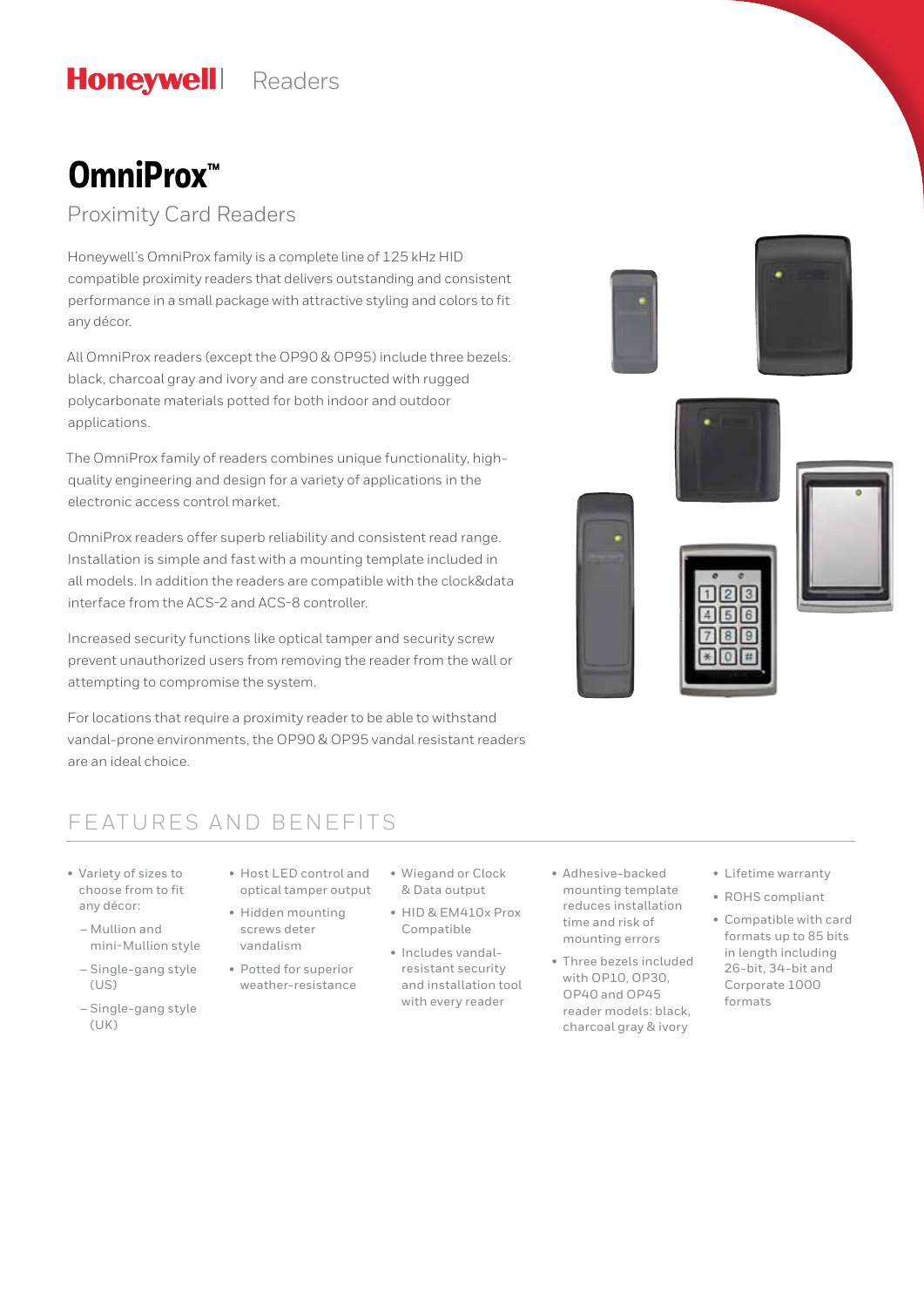Honeywell | Readers

# OmniProx™

## Proximity Card Readers

Honeywell's OmniProx family is a complete line of 125 kHz HID compatible proximity readers that delivers outstanding and consistent performance in a small package with attractive styling and colors to fit any décor.

All OmniProx readers (except the OP90 & OP95) include three bezels: black, charcoal gray and ivory and are constructed with rugged polycarbonate materials potted for both indoor and outdoor applications.

The OmniProx family of readers combines unique functionality, high-quality engineering and design for a variety of applications in the electronic access control market.

OmniProx readers offer superb reliability and consistent read range. Installation is simple and fast with a mounting template included in all models. In addition the readers are compatible with the clock&data interface from the ACS-2 and ACS-8 controller.

Increased security functions like optical tamper and security screw prevent unauthorized users from removing the reader from the wall or attempting to compromise the system.

For locations that require a proximity reader to be able to withstand vandal-prone environments, the OP90 & OP95 vandal resistant readers are an ideal choice.

## FEATURES AND BENEFITS

- Variety of sizes to choose from to fit any décor:
  - Mullion and mini-Mullion style
  - Single-gang style (US)
  - Single-gang style (UK)
- Host LED control and optical tamper output
- Hidden mounting screws deter vandalism
- Potted for superior weather-resistance
- Wiegand or Clock & Data output
- HID & EM410x Prox Compatible
- Includes vandal-resistant security and installation tool with every reader
- Adhesive-backed mounting template reduces installation time and risk of mounting errors
- Three bezels included with OP10, OP30, OP40 and OP45 reader models: black, charcoal gray & ivory
- Lifetime warranty
- ROHS compliant
- Compatible with card formats up to 85 bits in length including 26-bit, 34-bit and Corporate 1000 formats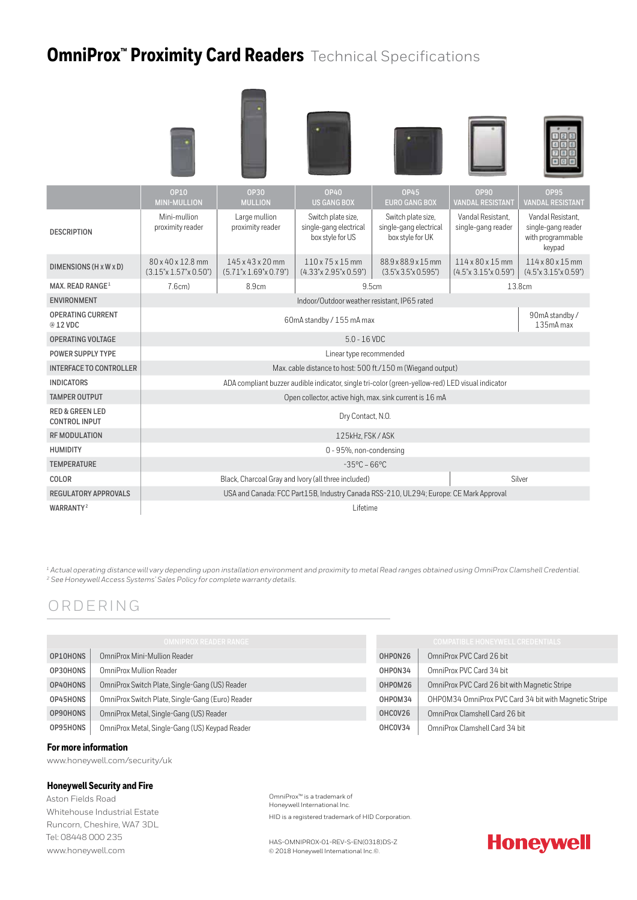# OmniProx™ Proximity Card Readers Technical Specifications

| | OP10 MINI-MULLION | OP30 MULLION | OP40 US GANG BOX | OP45 EURO GANG BOX | OP90 VANDAL RESISTANT | OP95 VANDAL RESISTANT |
|---|---|---|---|---|---|---|
| DESCRIPTION | Mini-mullion proximity reader | Large mullion proximity reader | Switch plate size, single-gang electrical box style for US | Switch plate size, single-gang electrical box style for UK | Vandal Resistant, single-gang reader | Vandal Resistant, single-gang reader with programmable keypad |
| DIMENSIONS (H x W x D) | 80 x 40 x 12.8 mm (3.15"x 1.57"x 0.50") | 145 x 43 x 20 mm (5.71"x 1.69"x 0.79") | 110 x 75 x 15 mm (4.33"x 2.95"x 0.59") | 88.9 x 88.9 x 15 mm (3.5"x 3.5"x 0.595") | 114 x 80 x 15 mm (4.5"x 3.15"x 0.59") | 114 x 80 x 15 mm (4.5"x 3.15"x 0.59") |
| MAX. READ RANGE[1] | 7.6cm) | 8.9cm | 9.5cm | | 13.8cm | |
| ENVIRONMENT | Indoor/Outdoor weather resistant, IP65 rated | | | | | |
| OPERATING CURRENT @ 12 VDC | 60mA standby / 155 mA max | | | | | 90mA standby / 135mA max |
| OPERATING VOLTAGE | 5.0 - 16 VDC | | | | | |
| POWER SUPPLY TYPE | Linear type recommended | | | | | |
| INTERFACE TO CONTROLLER | Max. cable distance to host: 500 ft./150 m (Wiegand output) | | | | | |
| INDICATORS | ADA compliant buzzer audible indicator, single tri-color (green-yellow-red) LED visual indicator | | | | | |
| TAMPER OUTPUT | Open collector, active high, max. sink current is 16 mA | | | | | |
| RED & GREEN LED CONTROL INPUT | Dry Contact, N.O. | | | | | |
| RF MODULATION | 125kHz, FSK / ASK | | | | | |
| HUMIDITY | 0 - 95%, non-condensing | | | | | |
| TEMPERATURE | -35°C – 66°C | | | | | |
| COLOR | Black, Charcoal Gray and Ivory (all three included) | | | | Silver | |
| REGULATORY APPROVALS | USA and Canada: FCC Part15B, Industry Canada RSS-210, UL294; Europe: CE Mark Approval | | | | | |
| WARRANTY[2] | Lifetime | | | | | |

*[1] Actual operating distance will vary depending upon installation environment and proximity to metal Read ranges obtained using OmniProx Clamshell Credential.*
*[2] See Honeywell Access Systems' Sales Policy for complete warranty details.*

## ORDERING

| OMNIPROX READER RANGE | |
|---|---|
| OP10HONS | OmniProx Mini-Mullion Reader |
| OP30HONS | OmniProx Mullion Reader |
| OP40HONS | OmniProx Switch Plate, Single-Gang (US) Reader |
| OP45HONS | OmniProx Switch Plate, Single-Gang (Euro) Reader |
| OP90HONS | OmniProx Metal, Single-Gang (US) Reader |
| OP95HONS | OmniProx Metal, Single-Gang (US) Keypad Reader |

| COMPATIBLE HONEYWELL CREDENTIALS | |
|---|---|
| OHPON26 | OmniProx PVC Card 26 bit |
| OHPON34 | OmniProx PVC Card 34 bit |
| OHPOM26 | OmniProx PVC Card 26 bit with Magnetic Stripe |
| OHPOM34 | OHPOM34 OmniProx PVC Card 34 bit with Magnetic Stripe |
| OHCOV26 | OmniProx Clamshell Card 26 bit |
| OHCOV34 | OmniProx Clamshell Card 34 bit |

**For more information**

www.honeywell.com/security/uk

**Honeywell Security and Fire**

Aston Fields Road
Whitehouse Industrial Estate
Runcorn, Cheshire, WA7 3DL
Tel: 08448 000 235
www.honeywell.com

OmniProx™ is a trademark of Honeywell International Inc.

HID is a registered trademark of HID Corporation.

HAS-OMNIPROX-01-REV-S-EN(0318)DS-Z
© 2018 Honeywell International Inc.©.

Honeywell